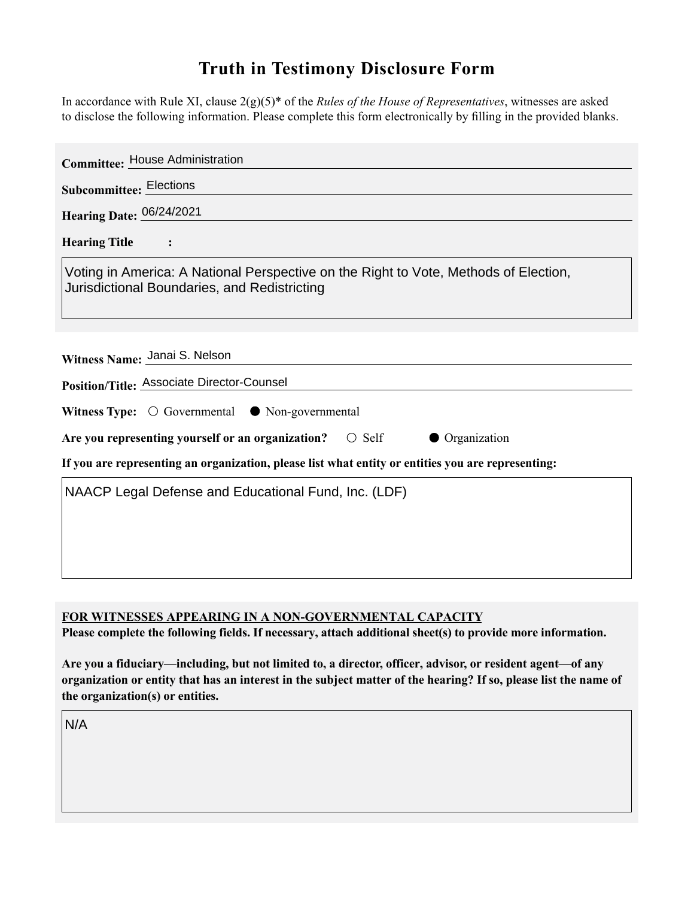# Truth in Testimony Disclosure Form

In accordance with Rule XI, clause 2(g)(5)* of the *Rules of the House of Representatives*, witnesses are asked to disclose the following information. Please complete this form electronically by filling in the provided blanks.

**Committee:** House Administration

**Subcommittee:** Elections

**Hearing Date:** 06/24/2021

**Hearing Title:**

Voting in America: A National Perspective on the Right to Vote, Methods of Election, Jurisdictional Boundaries, and Redistricting

**Witness Name:** Janai S. Nelson

**Position/Title:** Associate Director-Counsel

**Witness Type:** ○ Governmental ● Non-governmental

**Are you representing yourself or an organization?** ○ Self ● Organization

**If you are representing an organization, please list what entity or entities you are representing:**

NAACP Legal Defense and Educational Fund, Inc. (LDF)

**FOR WITNESSES APPEARING IN A NON-GOVERNMENTAL CAPACITY**

**Please complete the following fields. If necessary, attach additional sheet(s) to provide more information.**

**Are you a fiduciary—including, but not limited to, a director, officer, advisor, or resident agent—of any organization or entity that has an interest in the subject matter of the hearing? If so, please list the name of the organization(s) or entities.**

N/A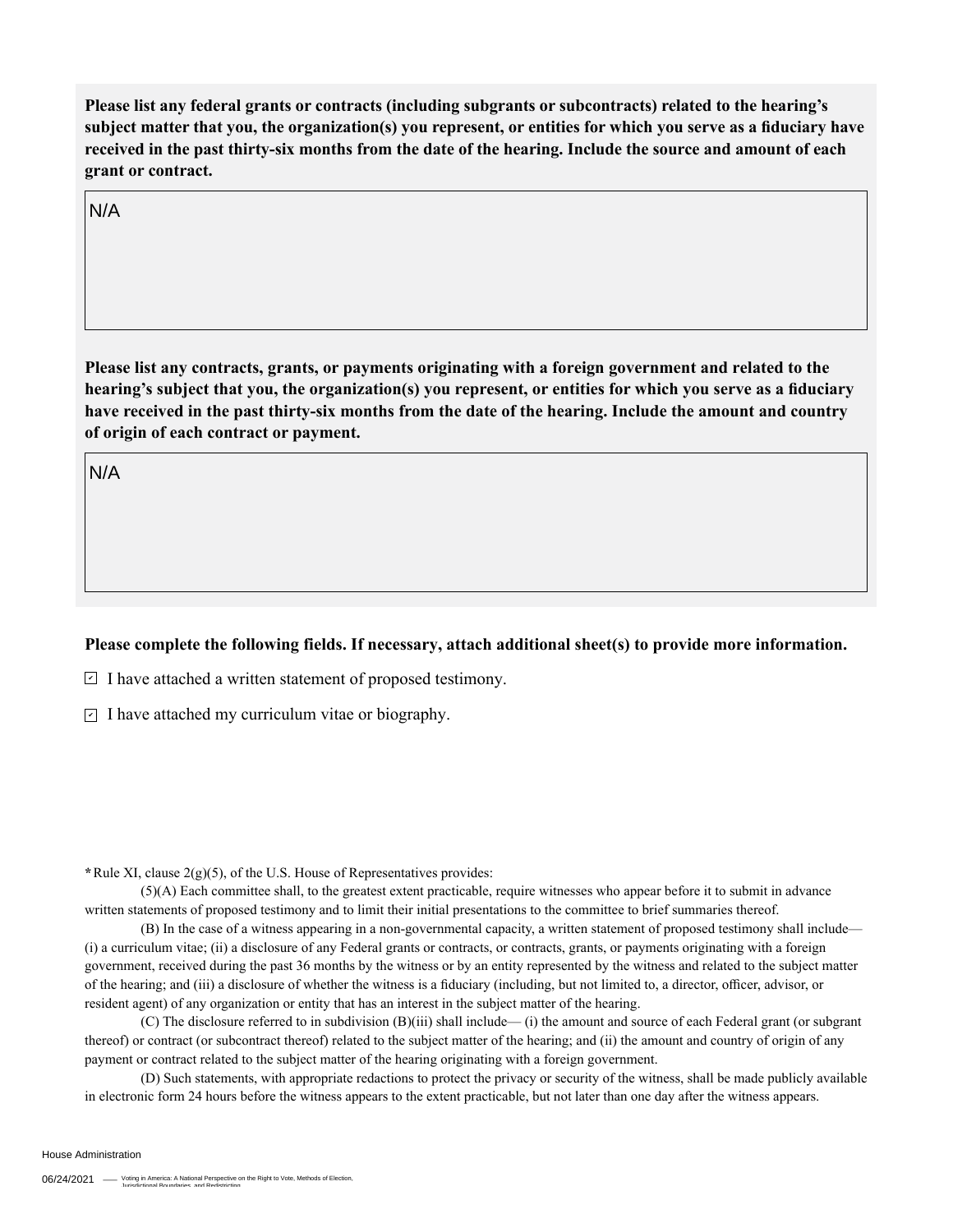**Please list any federal grants or contracts (including subgrants or subcontracts) related to the hearing's subject matter that you, the organization(s) you represent, or entities for which you serve as a fiduciary have received in the past thirty-six months from the date of the hearing. Include the source and amount of each grant or contract.**

N/A

**Please list any contracts, grants, or payments originating with a foreign government and related to the hearing's subject that you, the organization(s) you represent, or entities for which you serve as a fiduciary have received in the past thirty-six months from the date of the hearing. Include the amount and country of origin of each contract or payment.**

N/A

**Please complete the following fields. If necessary, attach additional sheet(s) to provide more information.**

- [x] I have attached a written statement of proposed testimony.
- [x] I have attached my curriculum vitae or biography.

***** Rule XI, clause 2(g)(5), of the U.S. House of Representatives provides:

(5)(A) Each committee shall, to the greatest extent practicable, require witnesses who appear before it to submit in advance written statements of proposed testimony and to limit their initial presentations to the committee to brief summaries thereof.

(B) In the case of a witness appearing in a non-governmental capacity, a written statement of proposed testimony shall include— (i) a curriculum vitae; (ii) a disclosure of any Federal grants or contracts, or contracts, grants, or payments originating with a foreign government, received during the past 36 months by the witness or by an entity represented by the witness and related to the subject matter of the hearing; and (iii) a disclosure of whether the witness is a fiduciary (including, but not limited to, a director, officer, advisor, or resident agent) of any organization or entity that has an interest in the subject matter of the hearing.

(C) The disclosure referred to in subdivision (B)(iii) shall include— (i) the amount and source of each Federal grant (or subgrant thereof) or contract (or subcontract thereof) related to the subject matter of the hearing; and (ii) the amount and country of origin of any payment or contract related to the subject matter of the hearing originating with a foreign government.

(D) Such statements, with appropriate redactions to protect the privacy or security of the witness, shall be made publicly available in electronic form 24 hours before the witness appears to the extent practicable, but not later than one day after the witness appears.

House Administration

06/24/2021 —— Voting in America: A National Perspective on the Right to Vote, Methods of Election, Jurisdictional Boundaries, and Redistricting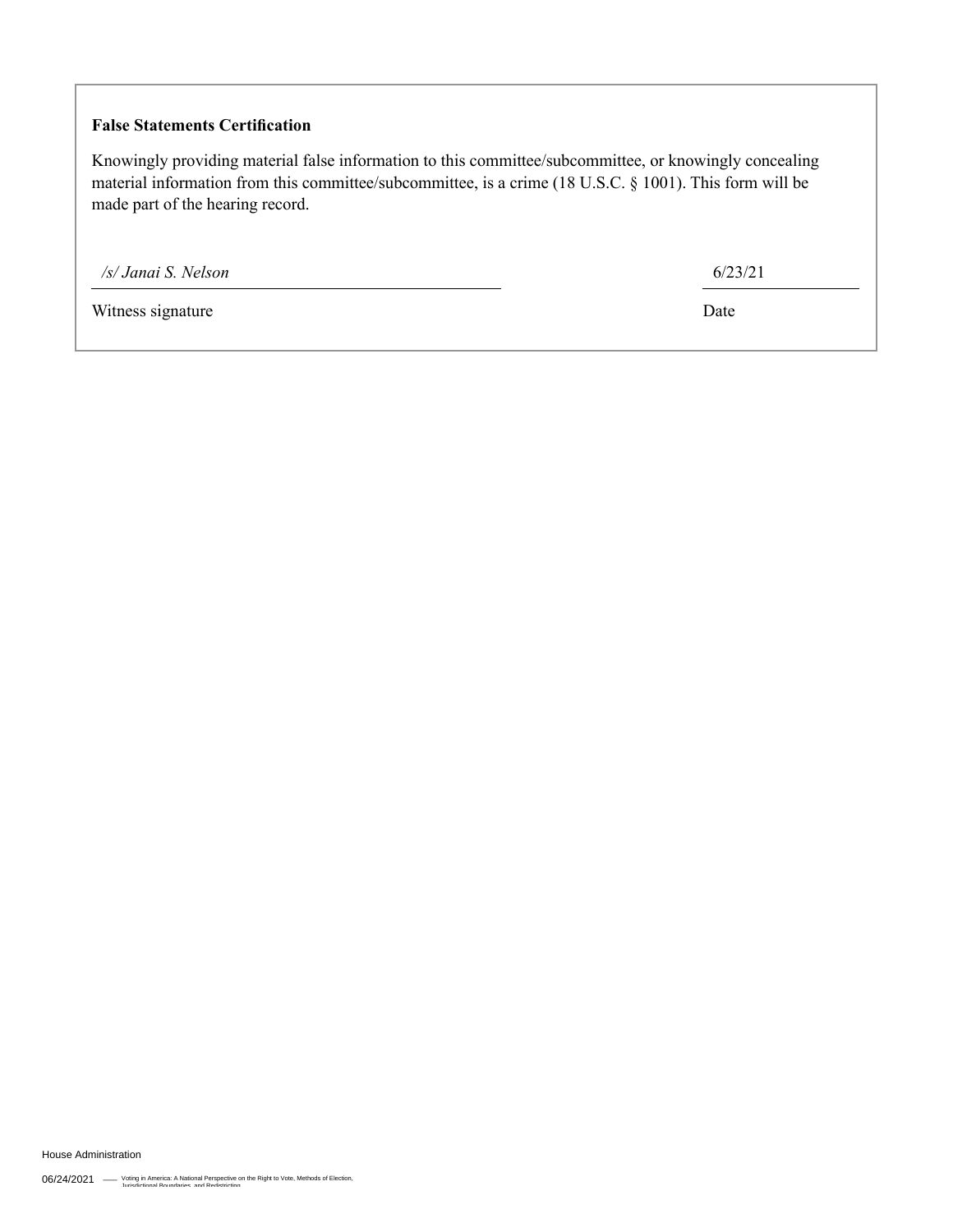**False Statements Certification**

Knowingly providing material false information to this committee/subcommittee, or knowingly concealing material information from this committee/subcommittee, is a crime (18 U.S.C. § 1001). This form will be made part of the hearing record.

*/s/ Janai S. Nelson* 6/23/21

Witness signature Date